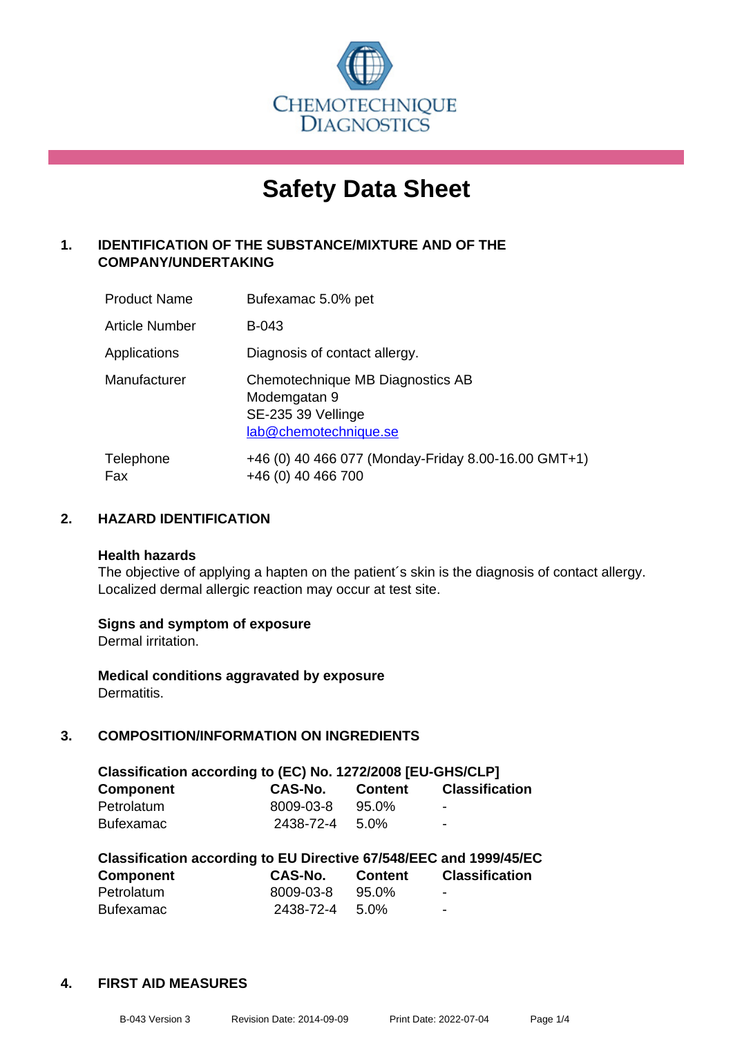CHEMOTECHNIQUE DIAGNOSTICS

# Safety Data Sheet

## 1. IDENTIFICATION OF THE SUBSTANCE/MIXTURE AND OF THE COMPANY/UNDERTAKING

| | |
|---|---|
| Product Name | Bufexamac 5.0% pet |
| Article Number | B-043 |
| Applications | Diagnosis of contact allergy. |
| Manufacturer | Chemotechnique MB Diagnostics AB<br>Modemgatan 9<br>SE-235 39 Vellinge<br>lab@chemotechnique.se |
| Telephone<br>Fax | +46 (0) 40 466 077 (Monday-Friday 8.00-16.00 GMT+1)<br>+46 (0) 40 466 700 |

## 2. HAZARD IDENTIFICATION

**Health hazards**

The objective of applying a hapten on the patient´s skin is the diagnosis of contact allergy. Localized dermal allergic reaction may occur at test site.

**Signs and symptom of exposure**

Dermal irritation.

**Medical conditions aggravated by exposure**

Dermatitis.

## 3. COMPOSITION/INFORMATION ON INGREDIENTS

**Classification according to (EC) No. 1272/2008 [EU-GHS/CLP]**

| Component | CAS-No. | Content | Classification |
|---|---|---|---|
| Petrolatum | 8009-03-8 | 95.0% | - |
| Bufexamac | 2438-72-4 | 5.0% | - |

**Classification according to EU Directive 67/548/EEC and 1999/45/EC**

| Component | CAS-No. | Content | Classification |
|---|---|---|---|
| Petrolatum | 8009-03-8 | 95.0% | - |
| Bufexamac | 2438-72-4 | 5.0% | - |

## 4. FIRST AID MEASURES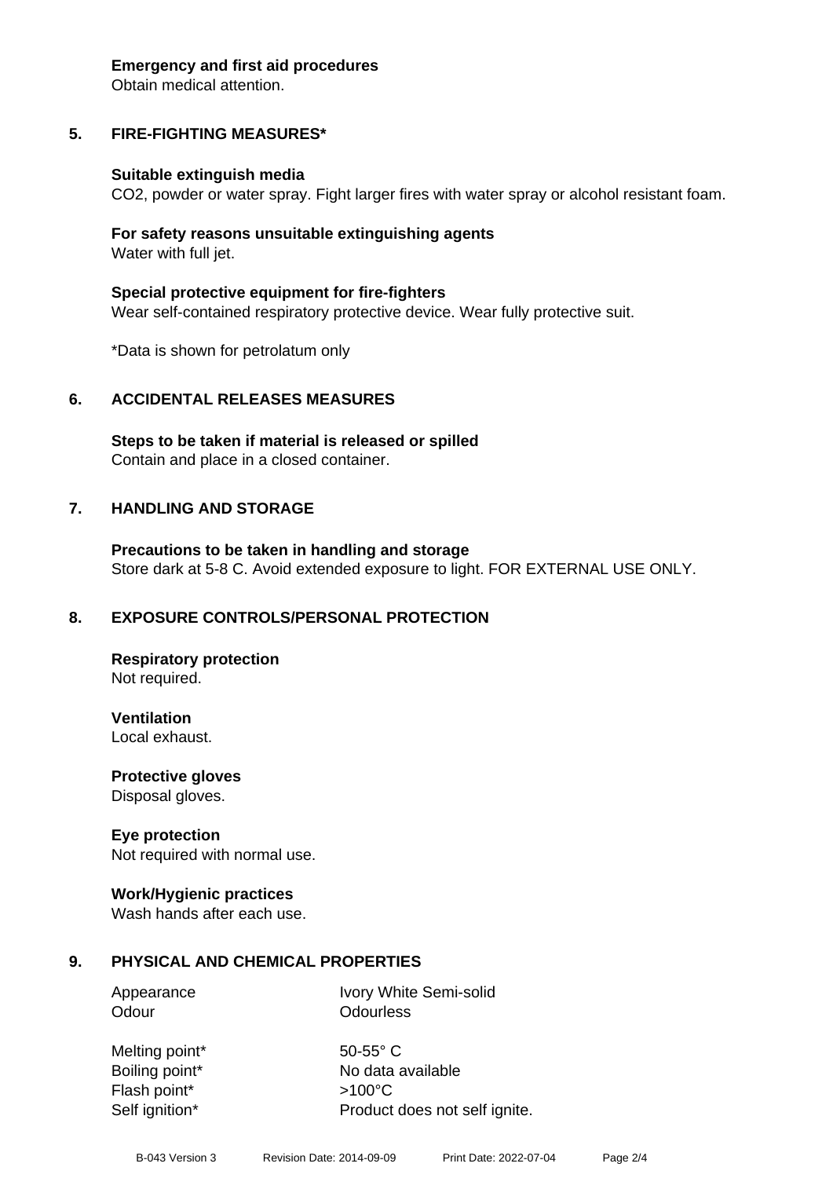**Emergency and first aid procedures**
Obtain medical attention.

## 5. FIRE-FIGHTING MEASURES*

**Suitable extinguish media**
$CO_2$, powder or water spray. Fight larger fires with water spray or alcohol resistant foam.

**For safety reasons unsuitable extinguishing agents**
Water with full jet.

**Special protective equipment for fire-fighters**
Wear self-contained respiratory protective device. Wear fully protective suit.

*Data is shown for petrolatum only

## 6. ACCIDENTAL RELEASES MEASURES

**Steps to be taken if material is released or spilled**
Contain and place in a closed container.

## 7. HANDLING AND STORAGE

**Precautions to be taken in handling and storage**
Store dark at 5-8 C. Avoid extended exposure to light. FOR EXTERNAL USE ONLY.

## 8. EXPOSURE CONTROLS/PERSONAL PROTECTION

**Respiratory protection**
Not required.

**Ventilation**
Local exhaust.

**Protective gloves**
Disposal gloves.

**Eye protection**
Not required with normal use.

**Work/Hygienic practices**
Wash hands after each use.

## 9. PHYSICAL AND CHEMICAL PROPERTIES

| | |
|---|---|
| Appearance | Ivory White Semi-solid |
| Odour | Odourless |
| Melting point* | 50-55° C |
| Boiling point* | No data available |
| Flash point* | >100°C |
| Self ignition* | Product does not self ignite. |

B-043 Version 3 Revision Date: 2014-09-09 Print Date: 2022-07-04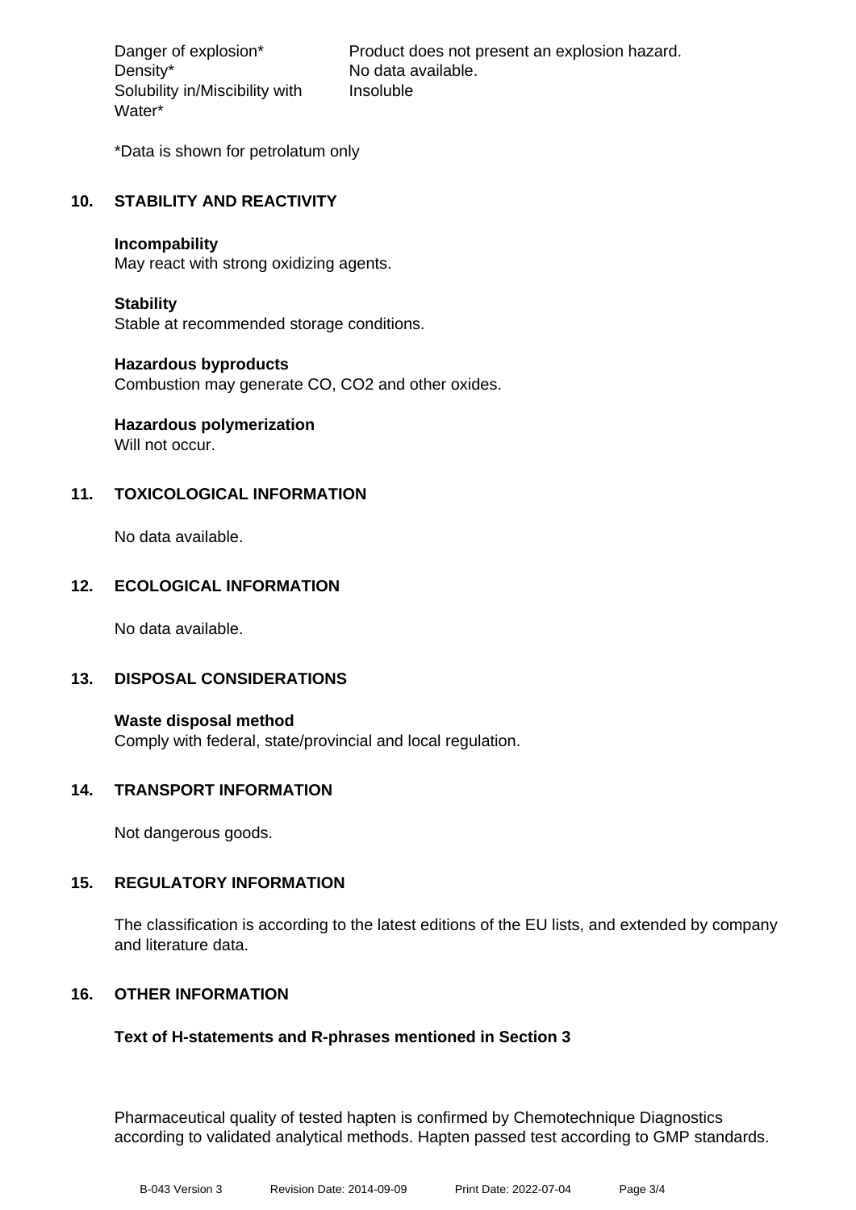| | |
|---|---|
| Danger of explosion* | Product does not present an explosion hazard. |
| Density* | No data available. |
| Solubility in/Miscibility with Water* | Insoluble |

*Data is shown for petrolatum only

## 10. STABILITY AND REACTIVITY

**Incompability**
May react with strong oxidizing agents.

**Stability**
Stable at recommended storage conditions.

**Hazardous byproducts**
Combustion may generate CO, $CO_2$ and other oxides.

**Hazardous polymerization**
Will not occur.

## 11. TOXICOLOGICAL INFORMATION

No data available.

## 12. ECOLOGICAL INFORMATION

No data available.

## 13. DISPOSAL CONSIDERATIONS

**Waste disposal method**
Comply with federal, state/provincial and local regulation.

## 14. TRANSPORT INFORMATION

Not dangerous goods.

## 15. REGULATORY INFORMATION

The classification is according to the latest editions of the EU lists, and extended by company and literature data.

## 16. OTHER INFORMATION

**Text of H-statements and R-phrases mentioned in Section 3**

Pharmaceutical quality of tested hapten is confirmed by Chemotechnique Diagnostics according to validated analytical methods. Hapten passed test according to GMP standards.

B-043 Version 3 Revision Date: 2014-09-09 Print Date: 2022-07-04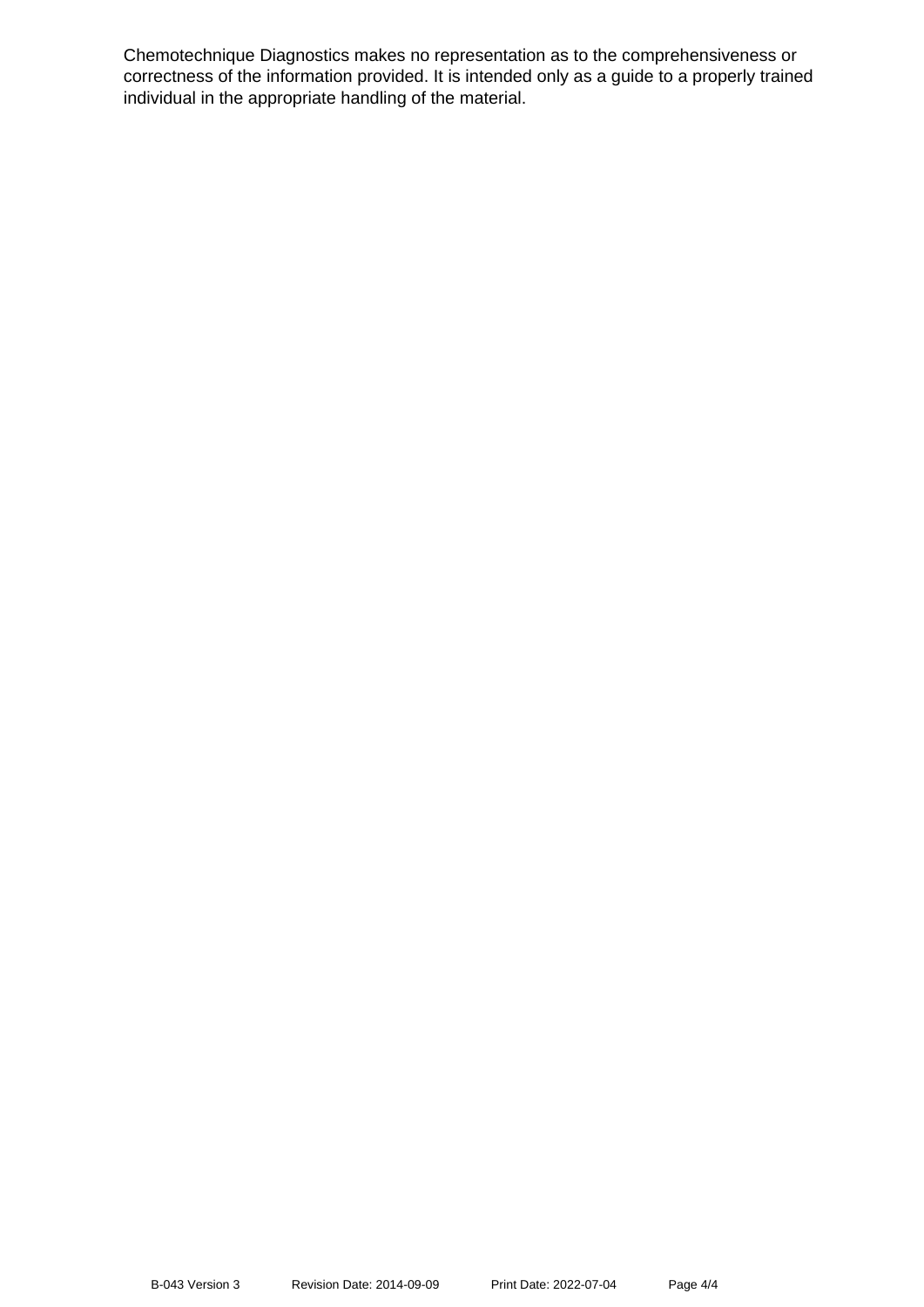Chemotechnique Diagnostics makes no representation as to the comprehensiveness or correctness of the information provided. It is intended only as a guide to a properly trained individual in the appropriate handling of the material.